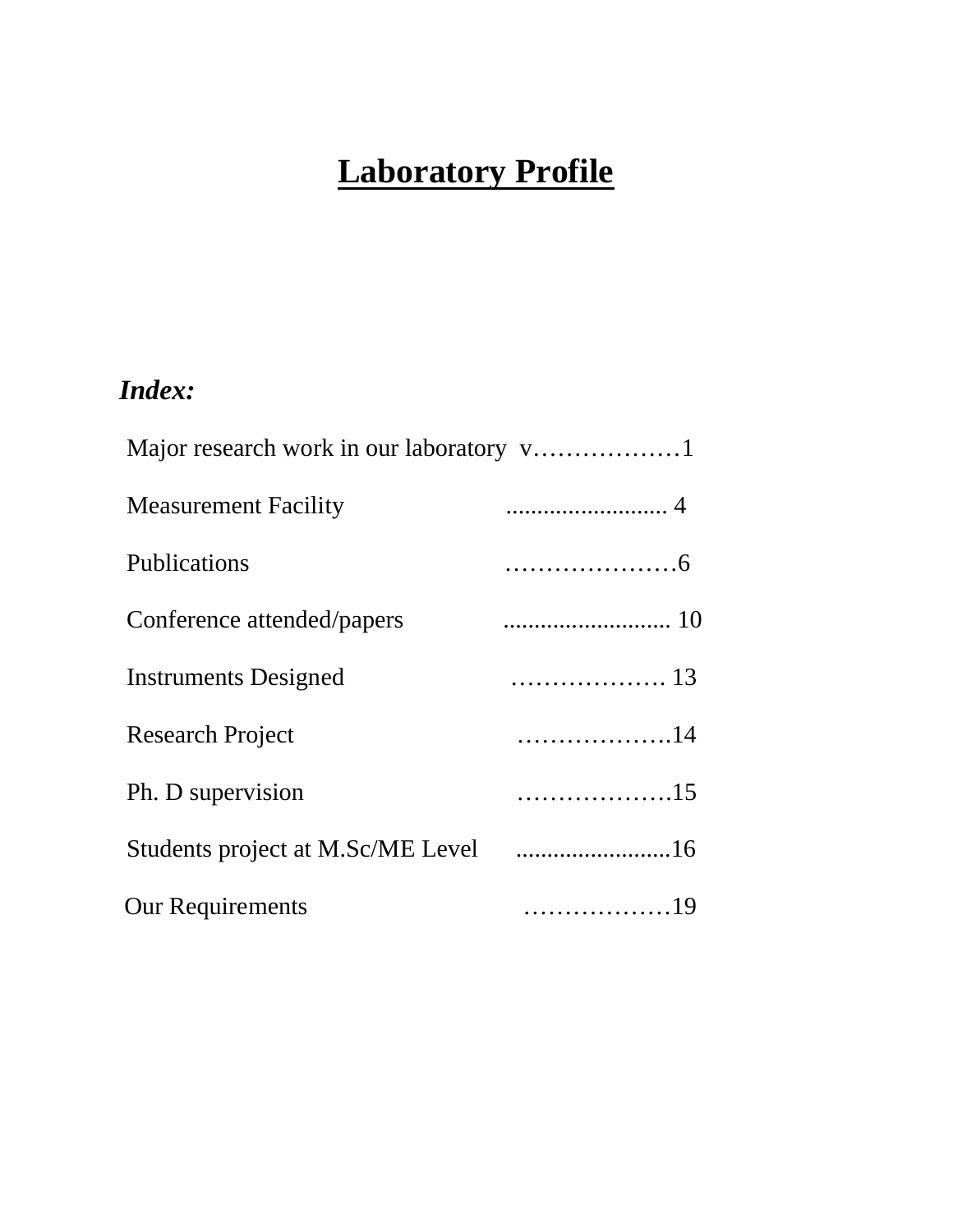# Laboratory Profile

***Index:***

Major research work in our laboratory v………………1

Measurement Facility .......................... 4

Publications …………………6

Conference attended/papers ........................... 10

Instruments Designed ………………. 13

Research Project ……………….14

Ph. D supervision ……………….15

Students project at M.Sc/ME Level .........................16

Our Requirements ………………19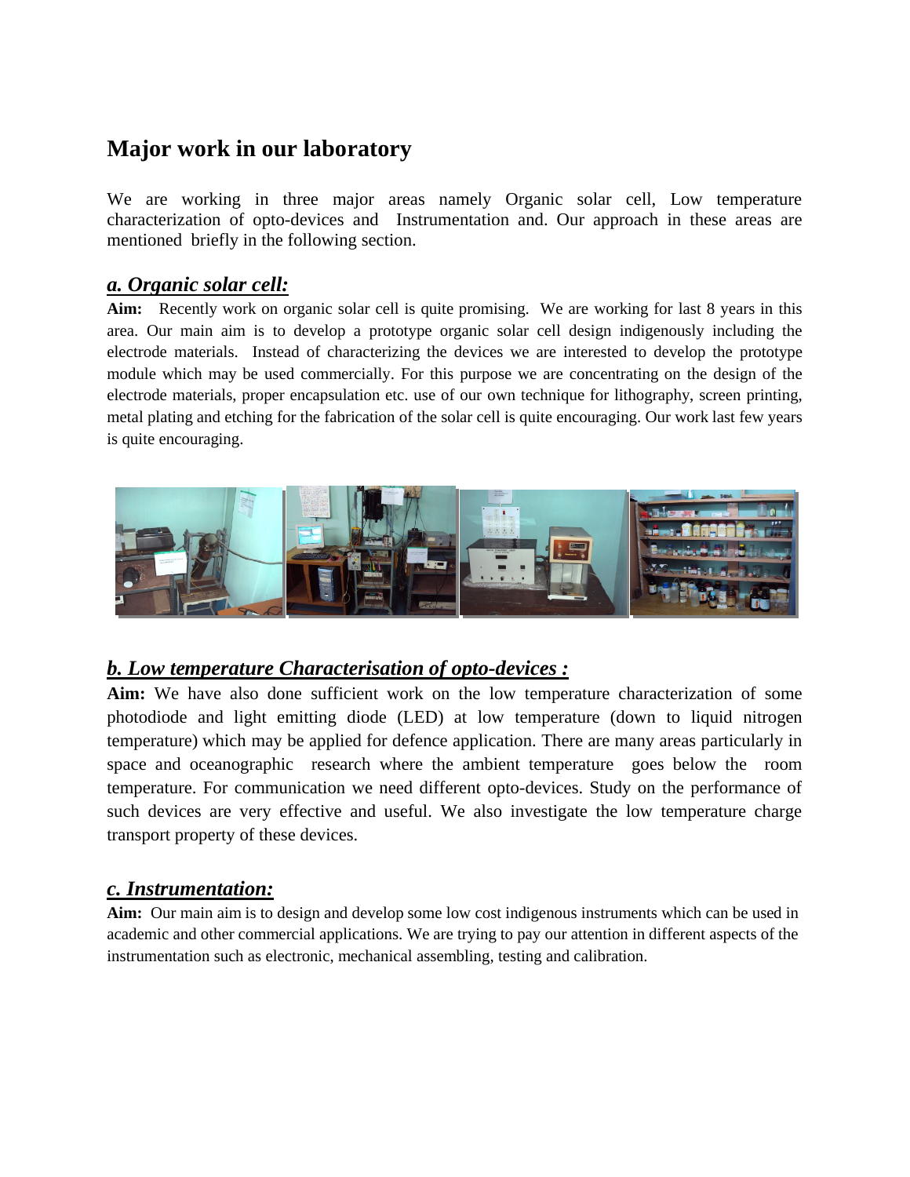# Major work in our laboratory

We are working in three major areas namely Organic solar cell, Low temperature characterization of opto-devices and Instrumentation and. Our approach in these areas are mentioned briefly in the following section.

## *a. Organic solar cell:*

**Aim:** Recently work on organic solar cell is quite promising. We are working for last 8 years in this area. Our main aim is to develop a prototype organic solar cell design indigenously including the electrode materials. Instead of characterizing the devices we are interested to develop the prototype module which may be used commercially. For this purpose we are concentrating on the design of the electrode materials, proper encapsulation etc. use of our own technique for lithography, screen printing, metal plating and etching for the fabrication of the solar cell is quite encouraging. Our work last few years is quite encouraging.

## *b. Low temperature Characterisation of opto-devices :*

**Aim:** We have also done sufficient work on the low temperature characterization of some photodiode and light emitting diode (LED) at low temperature (down to liquid nitrogen temperature) which may be applied for defence application. There are many areas particularly in space and oceanographic research where the ambient temperature goes below the room temperature. For communication we need different opto-devices. Study on the performance of such devices are very effective and useful. We also investigate the low temperature charge transport property of these devices.

## *c. Instrumentation:*

**Aim:** Our main aim is to design and develop some low cost indigenous instruments which can be used in academic and other commercial applications. We are trying to pay our attention in different aspects of the instrumentation such as electronic, mechanical assembling, testing and calibration.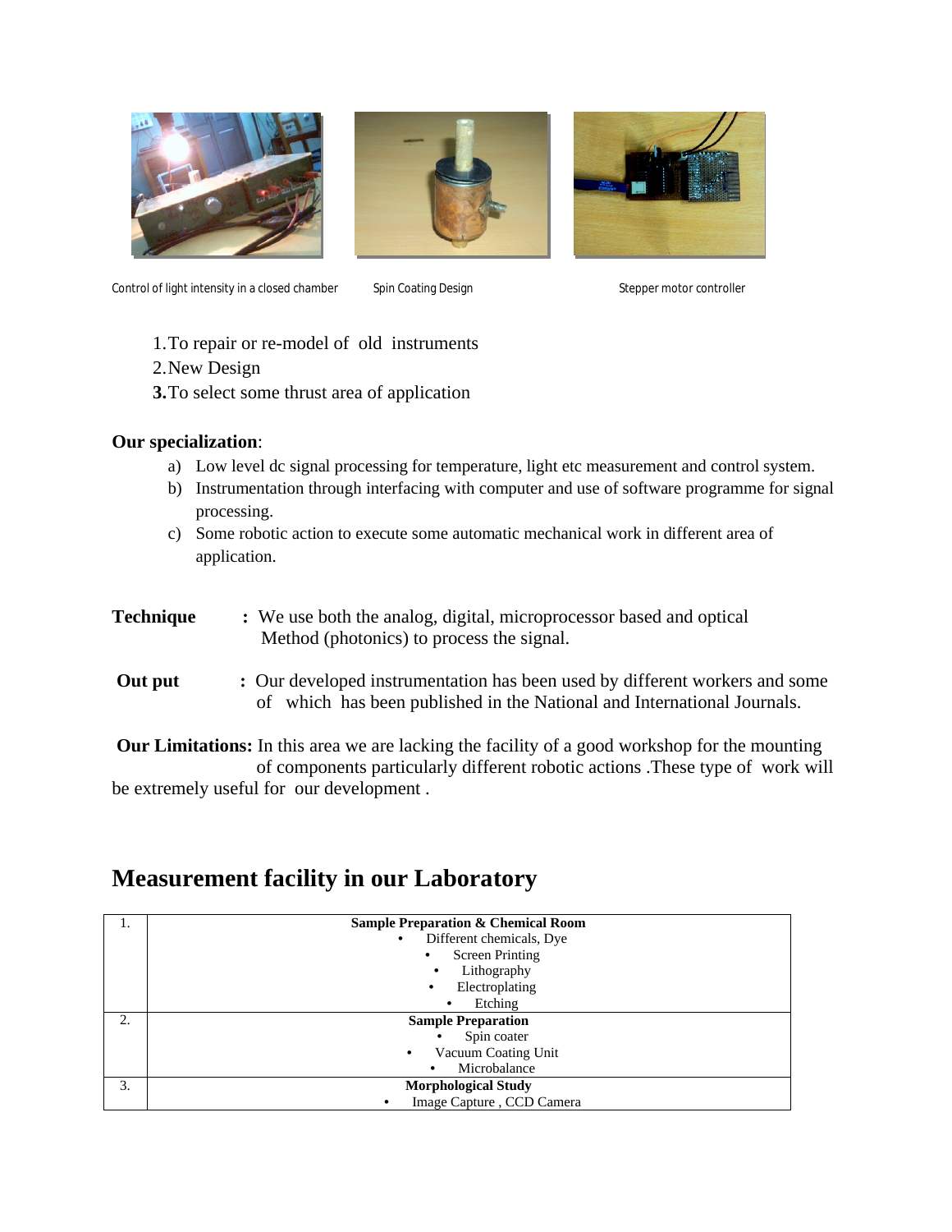Control of light intensity in a closed chamber

Spin Coating Design

Stepper motor controller

1. To repair or re-model of old instruments
2. New Design
3. To select some thrust area of application

**Our specialization**:

a) Low level dc signal processing for temperature, light etc measurement and control system.
b) Instrumentation through interfacing with computer and use of software programme for signal processing.
c) Some robotic action to execute some automatic mechanical work in different area of application.

**Technique** **:** We use both the analog, digital, microprocessor based and optical Method (photonics) to process the signal.

**Out put** **:** Our developed instrumentation has been used by different workers and some of which has been published in the National and International Journals.

**Our Limitations:** In this area we are lacking the facility of a good workshop for the mounting of components particularly different robotic actions .These type of work will be extremely useful for our development .

# Measurement facility in our Laboratory

| | |
|---|---|
| 1. | **Sample Preparation & Chemical Room**<br>• Different chemicals, Dye<br>• Screen Printing<br>• Lithography<br>• Electroplating<br>• Etching |
| 2. | **Sample Preparation**<br>• Spin coater<br>• Vacuum Coating Unit<br>• Microbalance |
| 3. | **Morphological Study**<br>• Image Capture , CCD Camera |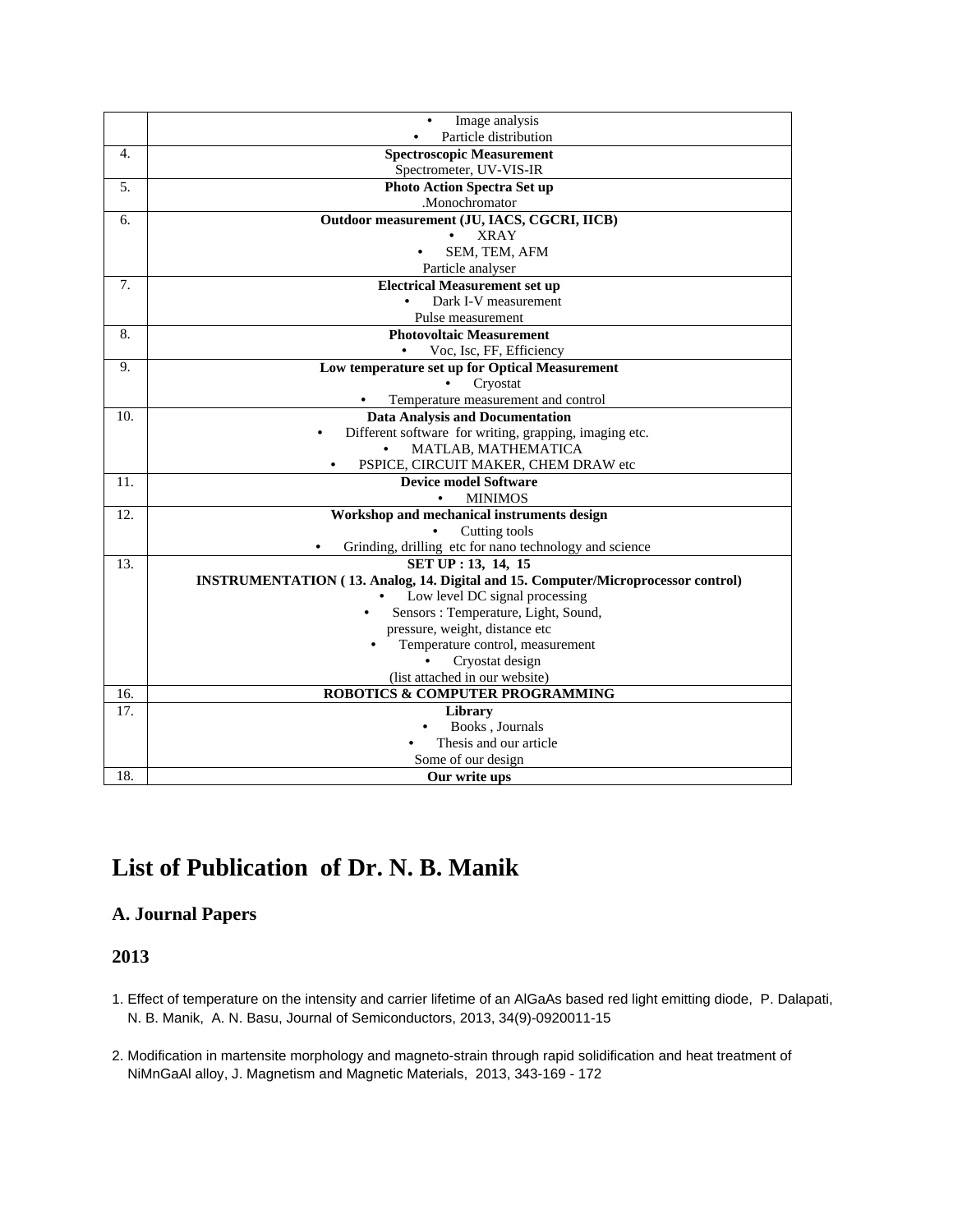| | |
|---|---|
| | • Image analysis<br>• Particle distribution |
| 4. | **Spectroscopic Measurement**<br>Spectrometer, UV-VIS-IR |
| 5. | **Photo Action Spectra Set up**<br>.Monochromator |
| 6. | **Outdoor measurement (JU, IACS, CGCRI, IICB)**<br>• XRAY<br>• SEM, TEM, AFM<br>Particle analyser |
| 7. | **Electrical Measurement set up**<br>• Dark I-V measurement<br>Pulse measurement |
| 8. | **Photovoltaic Measurement**<br>• Voc, Isc, FF, Efficiency |
| 9. | **Low temperature set up for Optical Measurement**<br>• Cryostat<br>• Temperature measurement and control |
| 10. | **Data Analysis and Documentation**<br>• Different software for writing, grapping, imaging etc.<br>• MATLAB, MATHEMATICA<br>• PSPICE, CIRCUIT MAKER, CHEM DRAW etc |
| 11. | **Device model Software**<br>• MINIMOS |
| 12. | **Workshop and mechanical instruments design**<br>• Cutting tools<br>• Grinding, drilling etc for nano technology and science |
| 13. | **SET UP : 13, 14, 15**<br>**INSTRUMENTATION ( 13. Analog, 14. Digital and 15. Computer/Microprocessor control)**<br>• Low level DC signal processing<br>• Sensors : Temperature, Light, Sound, pressure, weight, distance etc<br>• Temperature control, measurement<br>• Cryostat design<br>(list attached in our website) |
| 16. | **ROBOTICS & COMPUTER PROGRAMMING** |
| 17. | **Library**<br>• Books , Journals<br>• Thesis and our article<br>Some of our design |
| 18. | **Our write ups** |

# List of Publication of Dr. N. B. Manik

## A. Journal Papers

## 2013

1. Effect of temperature on the intensity and carrier lifetime of an AlGaAs based red light emitting diode, P. Dalapati, N. B. Manik, A. N. Basu, Journal of Semiconductors, 2013, 34(9)-0920011-15

2. Modification in martensite morphology and magneto-strain through rapid solidification and heat treatment of NiMnGaAl alloy, J. Magnetism and Magnetic Materials, 2013, 343-169 - 172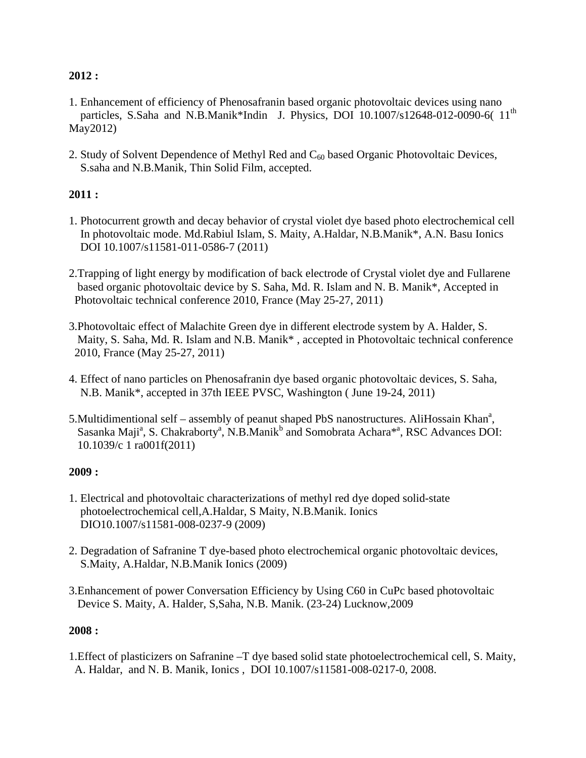**2012 :**

1. Enhancement of efficiency of Phenosafranin based organic photovoltaic devices using nano particles, S.Saha and N.B.Manik*Indin J. Physics, DOI 10.1007/s12648-012-0090-6( $11^{th}$ May2012)

2. Study of Solvent Dependence of Methyl Red and $C_{60}$ based Organic Photovoltaic Devices, S.saha and N.B.Manik, Thin Solid Film, accepted.

**2011 :**

1. Photocurrent growth and decay behavior of crystal violet dye based photo electrochemical cell In photovoltaic mode. Md.Rabiul Islam, S. Maity, A.Haldar, N.B.Manik*, A.N. Basu Ionics DOI 10.1007/s11581-011-0586-7 (2011)

2. Trapping of light energy by modification of back electrode of Crystal violet dye and Fullarene based organic photovoltaic device by S. Saha, Md. R. Islam and N. B. Manik*, Accepted in Photovoltaic technical conference 2010, France (May 25-27, 2011)

3. Photovoltaic effect of Malachite Green dye in different electrode system by A. Halder, S. Maity, S. Saha, Md. R. Islam and N.B. Manik* , accepted in Photovoltaic technical conference 2010, France (May 25-27, 2011)

4. Effect of nano particles on Phenosafranin dye based organic photovoltaic devices, S. Saha, N.B. Manik*, accepted in 37th IEEE PVSC, Washington ( June 19-24, 2011)

5. Multidimentional self – assembly of peanut shaped PbS nanostructures. AliHossain Khan[a], Sasanka Maji[a], S. Chakraborty[a], N.B.Manik[b] and Somobrata Achara*[a], RSC Advances DOI: 10.1039/c 1 ra001f(2011)

**2009 :**

1. Electrical and photovoltaic characterizations of methyl red dye doped solid-state photoelectrochemical cell,A.Haldar, S Maity, N.B.Manik. Ionics DIO10.1007/s11581-008-0237-9 (2009)

2. Degradation of Safranine T dye-based photo electrochemical organic photovoltaic devices, S.Maity, A.Haldar, N.B.Manik Ionics (2009)

3. Enhancement of power Conversation Efficiency by Using C60 in CuPc based photovoltaic Device S. Maity, A. Halder, S,Saha, N.B. Manik. (23-24) Lucknow,2009

**2008 :**

1. Effect of plasticizers on Safranine –T dye based solid state photoelectrochemical cell, S. Maity, A. Haldar, and N. B. Manik, Ionics , DOI 10.1007/s11581-008-0217-0, 2008.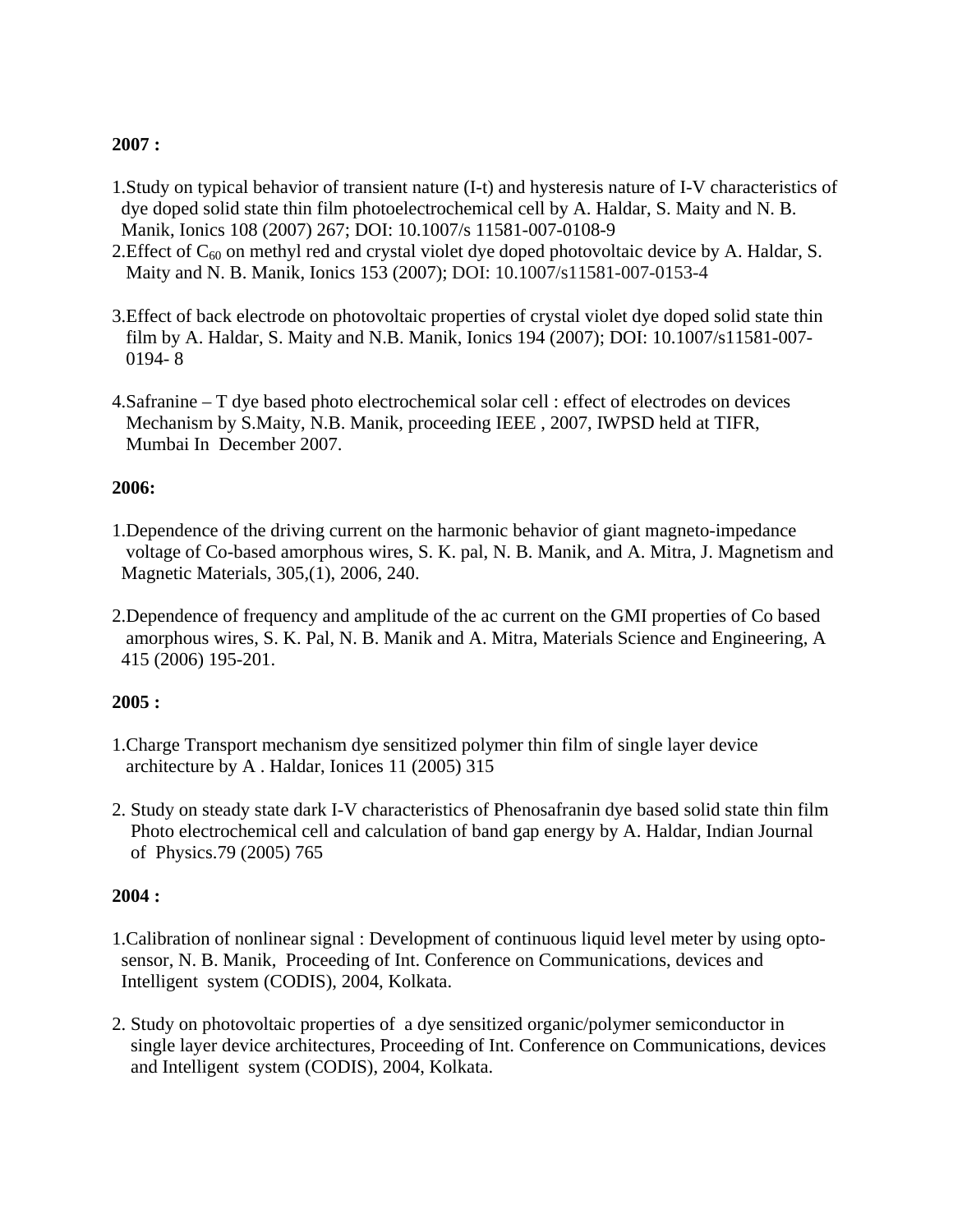**2007 :**

1.Study on typical behavior of transient nature (I-t) and hysteresis nature of I-V characteristics of dye doped solid state thin film photoelectrochemical cell by A. Haldar, S. Maity and N. B. Manik, Ionics 108 (2007) 267; DOI: 10.1007/s 11581-007-0108-9

2.Effect of $C_{60}$ on methyl red and crystal violet dye doped photovoltaic device by A. Haldar, S. Maity and N. B. Manik, Ionics 153 (2007); DOI: 10.1007/s11581-007-0153-4

3.Effect of back electrode on photovoltaic properties of crystal violet dye doped solid state thin film by A. Haldar, S. Maity and N.B. Manik, Ionics 194 (2007); DOI: 10.1007/s11581-007-0194- 8

4.Safranine – T dye based photo electrochemical solar cell : effect of electrodes on devices Mechanism by S.Maity, N.B. Manik, proceeding IEEE , 2007, IWPSD held at TIFR, Mumbai In December 2007.

**2006:**

1.Dependence of the driving current on the harmonic behavior of giant magneto-impedance voltage of Co-based amorphous wires, S. K. pal, N. B. Manik, and A. Mitra, J. Magnetism and Magnetic Materials, 305,(1), 2006, 240.

2.Dependence of frequency and amplitude of the ac current on the GMI properties of Co based amorphous wires, S. K. Pal, N. B. Manik and A. Mitra, Materials Science and Engineering, A 415 (2006) 195-201.

**2005 :**

1.Charge Transport mechanism dye sensitized polymer thin film of single layer device architecture by A . Haldar, Ionices 11 (2005) 315

2. Study on steady state dark I-V characteristics of Phenosafranin dye based solid state thin film Photo electrochemical cell and calculation of band gap energy by A. Haldar, Indian Journal of Physics.79 (2005) 765

**2004 :**

1.Calibration of nonlinear signal : Development of continuous liquid level meter by using opto-sensor, N. B. Manik, Proceeding of Int. Conference on Communications, devices and Intelligent system (CODIS), 2004, Kolkata.

2. Study on photovoltaic properties of a dye sensitized organic/polymer semiconductor in single layer device architectures, Proceeding of Int. Conference on Communications, devices and Intelligent system (CODIS), 2004, Kolkata.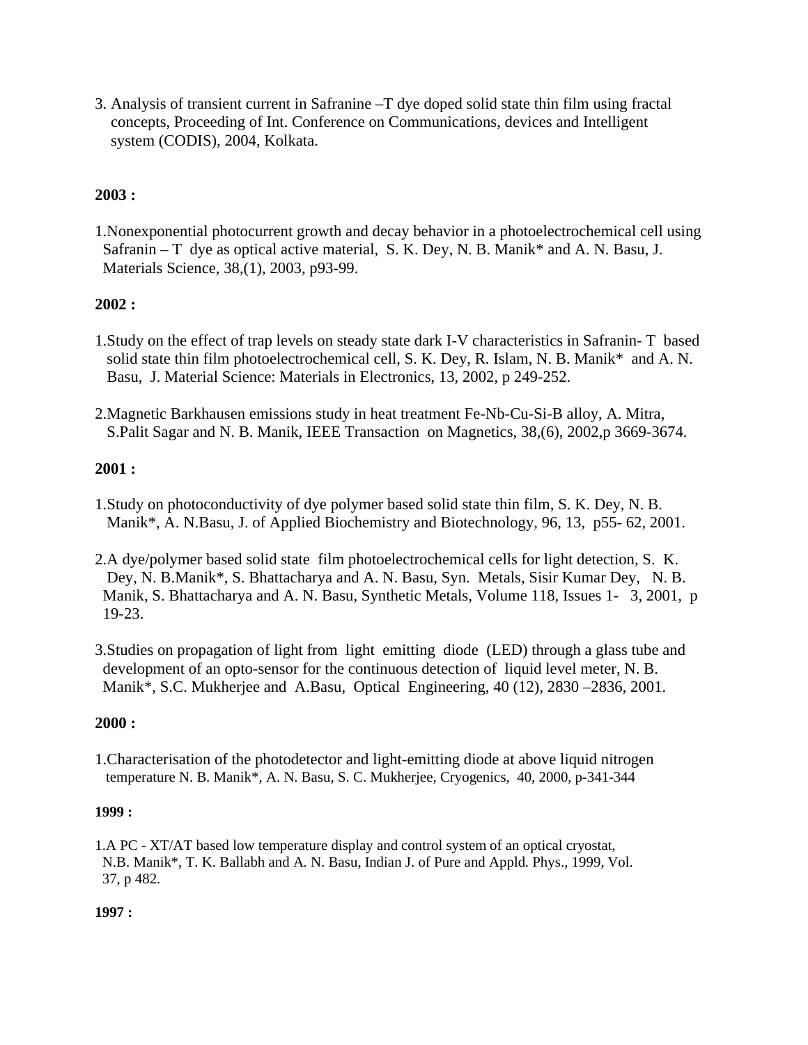3. Analysis of transient current in Safranine –T dye doped solid state thin film using fractal concepts, Proceeding of Int. Conference on Communications, devices and Intelligent system (CODIS), 2004, Kolkata.

**2003 :**

1.Nonexponential photocurrent growth and decay behavior in a photoelectrochemical cell using Safranin – T dye as optical active material, S. K. Dey, N. B. Manik* and A. N. Basu, J. Materials Science, 38,(1), 2003, p93-99.

**2002 :**

1.Study on the effect of trap levels on steady state dark I-V characteristics in Safranin- T based solid state thin film photoelectrochemical cell, S. K. Dey, R. Islam, N. B. Manik* and A. N. Basu, J. Material Science: Materials in Electronics, 13, 2002, p 249-252.

2.Magnetic Barkhausen emissions study in heat treatment Fe-Nb-Cu-Si-B alloy, A. Mitra, S.Palit Sagar and N. B. Manik, IEEE Transaction on Magnetics, 38,(6), 2002,p 3669-3674.

**2001 :**

1.Study on photoconductivity of dye polymer based solid state thin film, S. K. Dey, N. B. Manik*, A. N.Basu, J. of Applied Biochemistry and Biotechnology, 96, 13, p55- 62, 2001.

2.A dye/polymer based solid state film photoelectrochemical cells for light detection, S. K. Dey, N. B.Manik*, S. Bhattacharya and A. N. Basu, Syn. Metals, Sisir Kumar Dey, N. B. Manik, S. Bhattacharya and A. N. Basu, Synthetic Metals, Volume 118, Issues 1- 3, 2001, p 19-23.

3.Studies on propagation of light from light emitting diode (LED) through a glass tube and development of an opto-sensor for the continuous detection of liquid level meter, N. B. Manik*, S.C. Mukherjee and A.Basu, Optical Engineering, 40 (12), 2830 –2836, 2001.

**2000 :**

1.Characterisation of the photodetector and light-emitting diode at above liquid nitrogen temperature N. B. Manik*, A. N. Basu, S. C. Mukherjee, Cryogenics, 40, 2000, p-341-344

**1999 :**

1.A PC - XT/AT based low temperature display and control system of an optical cryostat, N.B. Manik*, T. K. Ballabh and A. N. Basu, Indian J. of Pure and Appld. Phys., 1999, Vol. 37, p 482.

**1997 :**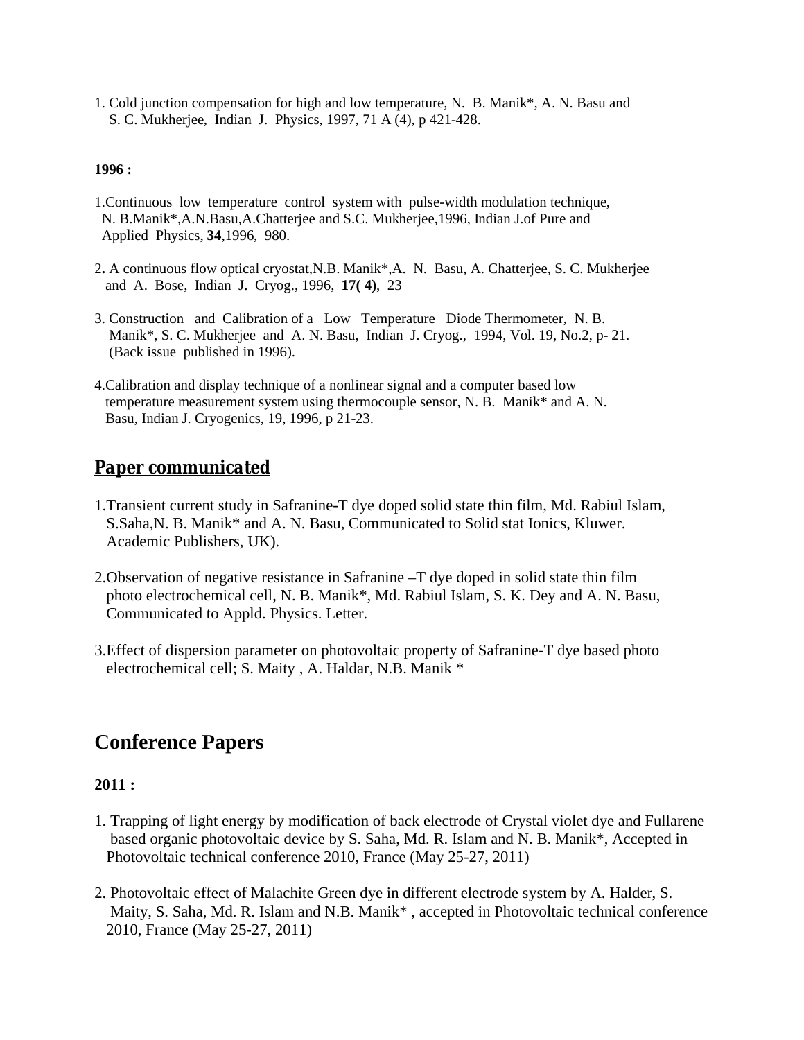1. Cold junction compensation for high and low temperature, N. B. Manik*, A. N. Basu and S. C. Mukherjee, Indian J. Physics, 1997, 71 A (4), p 421-428.

**1996 :**

1. Continuous low temperature control system with pulse-width modulation technique, N. B.Manik*,A.N.Basu,A.Chatterjee and S.C. Mukherjee,1996, Indian J.of Pure and Applied Physics, **34**,1996, 980.

2. A continuous flow optical cryostat,N.B. Manik*,A. N. Basu, A. Chatterjee, S. C. Mukherjee and A. Bose, Indian J. Cryog., 1996, **17( 4)**, 23

3. Construction and Calibration of a Low Temperature Diode Thermometer, N. B. Manik*, S. C. Mukherjee and A. N. Basu, Indian J. Cryog., 1994, Vol. 19, No.2, p- 21. (Back issue published in 1996).

4. Calibration and display technique of a nonlinear signal and a computer based low temperature measurement system using thermocouple sensor, N. B. Manik* and A. N. Basu, Indian J. Cryogenics, 19, 1996, p 21-23.

## Paper communicated

1. Transient current study in Safranine-T dye doped solid state thin film, Md. Rabiul Islam, S.Saha,N. B. Manik* and A. N. Basu, Communicated to Solid stat Ionics, Kluwer. Academic Publishers, UK).

2. Observation of negative resistance in Safranine –T dye doped in solid state thin film photo electrochemical cell, N. B. Manik*, Md. Rabiul Islam, S. K. Dey and A. N. Basu, Communicated to Appld. Physics. Letter.

3. Effect of dispersion parameter on photovoltaic property of Safranine-T dye based photo electrochemical cell; S. Maity , A. Haldar, N.B. Manik *

# Conference Papers

**2011 :**

1. Trapping of light energy by modification of back electrode of Crystal violet dye and Fullarene based organic photovoltaic device by S. Saha, Md. R. Islam and N. B. Manik*, Accepted in Photovoltaic technical conference 2010, France (May 25-27, 2011)

2. Photovoltaic effect of Malachite Green dye in different electrode system by A. Halder, S. Maity, S. Saha, Md. R. Islam and N.B. Manik* , accepted in Photovoltaic technical conference 2010, France (May 25-27, 2011)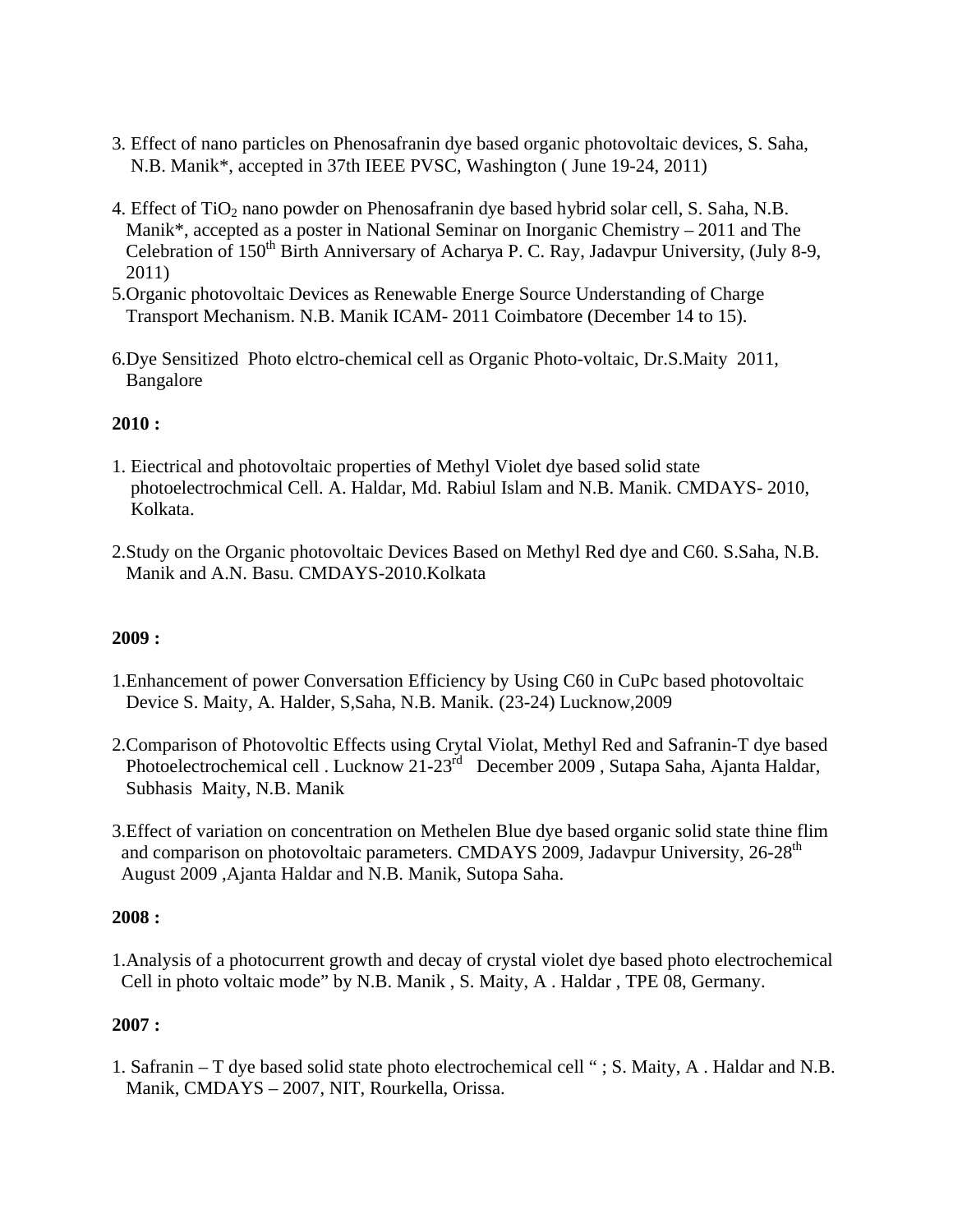3. Effect of nano particles on Phenosafranin dye based organic photovoltaic devices, S. Saha, N.B. Manik*, accepted in 37th IEEE PVSC, Washington ( June 19-24, 2011)

4. Effect of $TiO_2$ nano powder on Phenosafranin dye based hybrid solar cell, S. Saha, N.B. Manik*, accepted as a poster in National Seminar on Inorganic Chemistry – 2011 and The Celebration of 150th Birth Anniversary of Acharya P. C. Ray, Jadavpur University, (July 8-9, 2011)

5. Organic photovoltaic Devices as Renewable Energe Source Understanding of Charge Transport Mechanism. N.B. Manik ICAM- 2011 Coimbatore (December 14 to 15).

6. Dye Sensitized Photo elctro-chemical cell as Organic Photo-voltaic, Dr.S.Maity 2011, Bangalore

**2010 :**

1. Eiectrical and photovoltaic properties of Methyl Violet dye based solid state photoelectrochmical Cell. A. Haldar, Md. Rabiul Islam and N.B. Manik. CMDAYS- 2010, Kolkata.

2. Study on the Organic photovoltaic Devices Based on Methyl Red dye and C60. S.Saha, N.B. Manik and A.N. Basu. CMDAYS-2010.Kolkata

**2009 :**

1. Enhancement of power Conversation Efficiency by Using C60 in CuPc based photovoltaic Device S. Maity, A. Halder, S,Saha, N.B. Manik. (23-24) Lucknow,2009

2. Comparison of Photovoltic Effects using Crytal Violat, Methyl Red and Safranin-T dye based Photoelectrochemical cell . Lucknow 21-23rd December 2009 , Sutapa Saha, Ajanta Haldar, Subhasis Maity, N.B. Manik

3. Effect of variation on concentration on Methelen Blue dye based organic solid state thine flim and comparison on photovoltaic parameters. CMDAYS 2009, Jadavpur University, 26-28th August 2009 ,Ajanta Haldar and N.B. Manik, Sutopa Saha.

**2008 :**

1. Analysis of a photocurrent growth and decay of crystal violet dye based photo electrochemical Cell in photo voltaic mode" by N.B. Manik , S. Maity, A . Haldar , TPE 08, Germany.

**2007 :**

1. Safranin – T dye based solid state photo electrochemical cell " ; S. Maity, A . Haldar and N.B. Manik, CMDAYS – 2007, NIT, Rourkella, Orissa.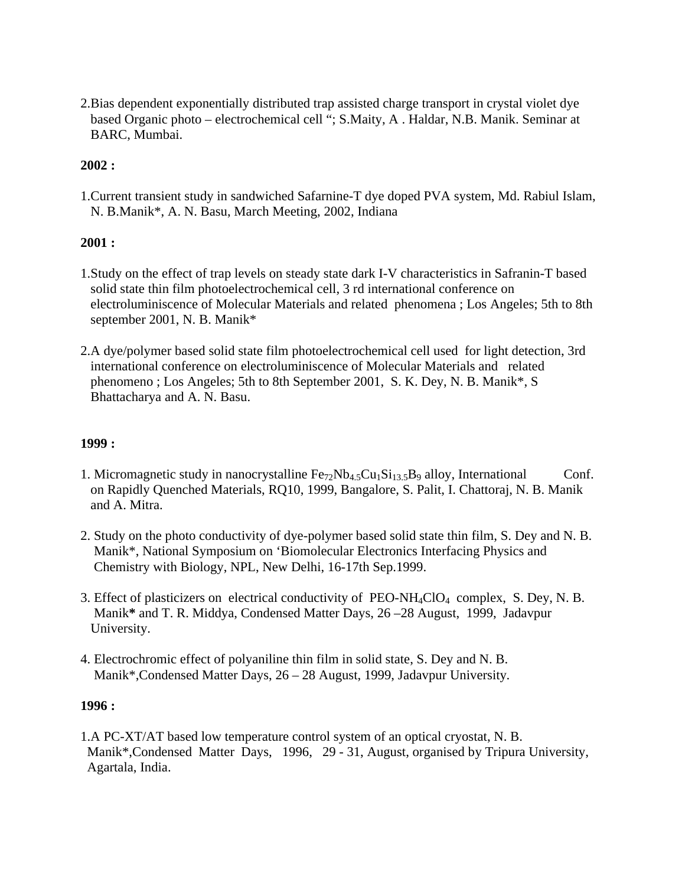2.Bias dependent exponentially distributed trap assisted charge transport in crystal violet dye based Organic photo – electrochemical cell "; S.Maity, A . Haldar, N.B. Manik. Seminar at BARC, Mumbai.

**2002 :**

1.Current transient study in sandwiched Safarnine-T dye doped PVA system, Md. Rabiul Islam, N. B.Manik*, A. N. Basu, March Meeting, 2002, Indiana

**2001 :**

1.Study on the effect of trap levels on steady state dark I-V characteristics in Safranin-T based solid state thin film photoelectrochemical cell, 3 rd international conference on electroluminiscence of Molecular Materials and related phenomena ; Los Angeles; 5th to 8th september 2001, N. B. Manik*

2.A dye/polymer based solid state film photoelectrochemical cell used for light detection, 3rd international conference on electroluminiscence of Molecular Materials and related phenomeno ; Los Angeles; 5th to 8th September 2001, S. K. Dey, N. B. Manik*, S Bhattacharya and A. N. Basu.

**1999 :**

1. Micromagnetic study in nanocrystalline $Fe_{72}Nb_{4.5}Cu_{1}Si_{13.5}B_{9}$ alloy, International Conf. on Rapidly Quenched Materials, RQ10, 1999, Bangalore, S. Palit, I. Chattoraj, N. B. Manik and A. Mitra.

2. Study on the photo conductivity of dye-polymer based solid state thin film, S. Dey and N. B. Manik*, National Symposium on 'Biomolecular Electronics Interfacing Physics and Chemistry with Biology, NPL, New Delhi, 16-17th Sep.1999.

3. Effect of plasticizers on electrical conductivity of $PEO-NH_4ClO_4$ complex, S. Dey, N. B. Manik**\*** and T. R. Middya, Condensed Matter Days, 26 –28 August, 1999, Jadavpur University.

4. Electrochromic effect of polyaniline thin film in solid state, S. Dey and N. B. Manik*,Condensed Matter Days, 26 – 28 August, 1999, Jadavpur University.

**1996 :**

1.A PC-XT/AT based low temperature control system of an optical cryostat, N. B. Manik*,Condensed Matter Days, 1996, 29 - 31, August, organised by Tripura University, Agartala, India.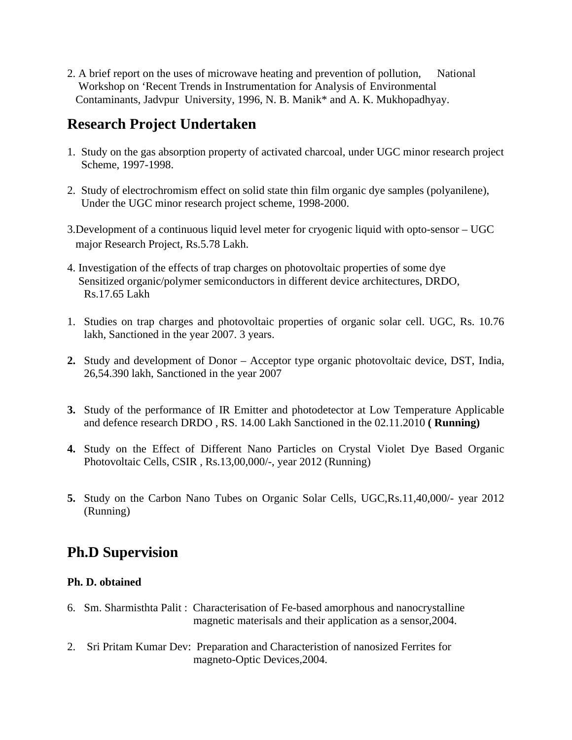2. A brief report on the uses of microwave heating and prevention of pollution, National Workshop on 'Recent Trends in Instrumentation for Analysis of Environmental Contaminants, Jadvpur University, 1996, N. B. Manik* and A. K. Mukhopadhyay.

## Research Project Undertaken

1. Study on the gas absorption property of activated charcoal, under UGC minor research project Scheme, 1997-1998.

2. Study of electrochromism effect on solid state thin film organic dye samples (polyanilene), Under the UGC minor research project scheme, 1998-2000.

3. Development of a continuous liquid level meter for cryogenic liquid with opto-sensor – UGC major Research Project, Rs.5.78 Lakh.

4. Investigation of the effects of trap charges on photovoltaic properties of some dye Sensitized organic/polymer semiconductors in different device architectures, DRDO, Rs.17.65 Lakh

1. Studies on trap charges and photovoltaic properties of organic solar cell. UGC, Rs. 10.76 lakh, Sanctioned in the year 2007. 3 years.

**2.** Study and development of Donor – Acceptor type organic photovoltaic device, DST, India, 26,54.390 lakh, Sanctioned in the year 2007

**3.** Study of the performance of IR Emitter and photodetector at Low Temperature Applicable and defence research DRDO , RS. 14.00 Lakh Sanctioned in the 02.11.2010 **( Running)**

**4.** Study on the Effect of Different Nano Particles on Crystal Violet Dye Based Organic Photovoltaic Cells, CSIR , Rs.13,00,000/-, year 2012 (Running)

**5.** Study on the Carbon Nano Tubes on Organic Solar Cells, UGC,Rs.11,40,000/- year 2012 (Running)

## Ph.D Supervision

**Ph. D. obtained**

6. Sm. Sharmisthta Palit : Characterisation of Fe-based amorphous and nanocrystalline magnetic materisals and their application as a sensor,2004.

2. Sri Pritam Kumar Dev: Preparation and Characteristion of nanosized Ferrites for magneto-Optic Devices,2004.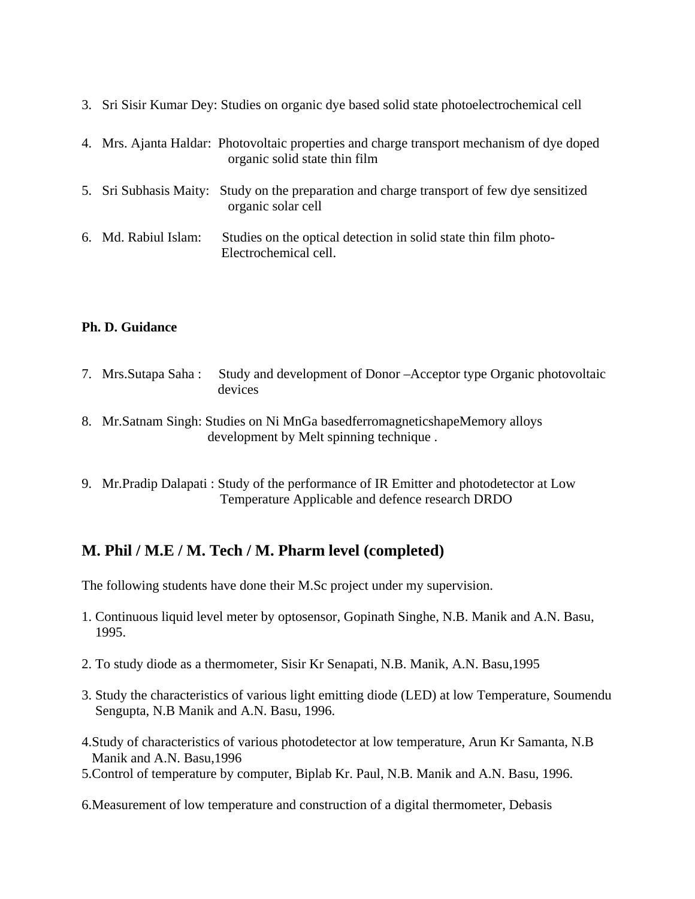3. Sri Sisir Kumar Dey: Studies on organic dye based solid state photoelectrochemical cell

4. Mrs. Ajanta Haldar: Photovoltaic properties and charge transport mechanism of dye doped organic solid state thin film

5. Sri Subhasis Maity: Study on the preparation and charge transport of few dye sensitized organic solar cell

6. Md. Rabiul Islam: Studies on the optical detection in solid state thin film photo-Electrochemical cell.

**Ph. D. Guidance**

7. Mrs.Sutapa Saha : Study and development of Donor –Acceptor type Organic photovoltaic devices

8. Mr.Satnam Singh: Studies on Ni MnGa basedferromagneticshapeMemory alloys development by Melt spinning technique .

9. Mr.Pradip Dalapati : Study of the performance of IR Emitter and photodetector at Low Temperature Applicable and defence research DRDO

## M. Phil / M.E / M. Tech / M. Pharm level (completed)

The following students have done their M.Sc project under my supervision.

1. Continuous liquid level meter by optosensor, Gopinath Singhe, N.B. Manik and A.N. Basu, 1995.

2. To study diode as a thermometer, Sisir Kr Senapati, N.B. Manik, A.N. Basu,1995

3. Study the characteristics of various light emitting diode (LED) at low Temperature, Soumendu Sengupta, N.B Manik and A.N. Basu, 1996.

4. Study of characteristics of various photodetector at low temperature, Arun Kr Samanta, N.B Manik and A.N. Basu,1996

5. Control of temperature by computer, Biplab Kr. Paul, N.B. Manik and A.N. Basu, 1996.

6. Measurement of low temperature and construction of a digital thermometer, Debasis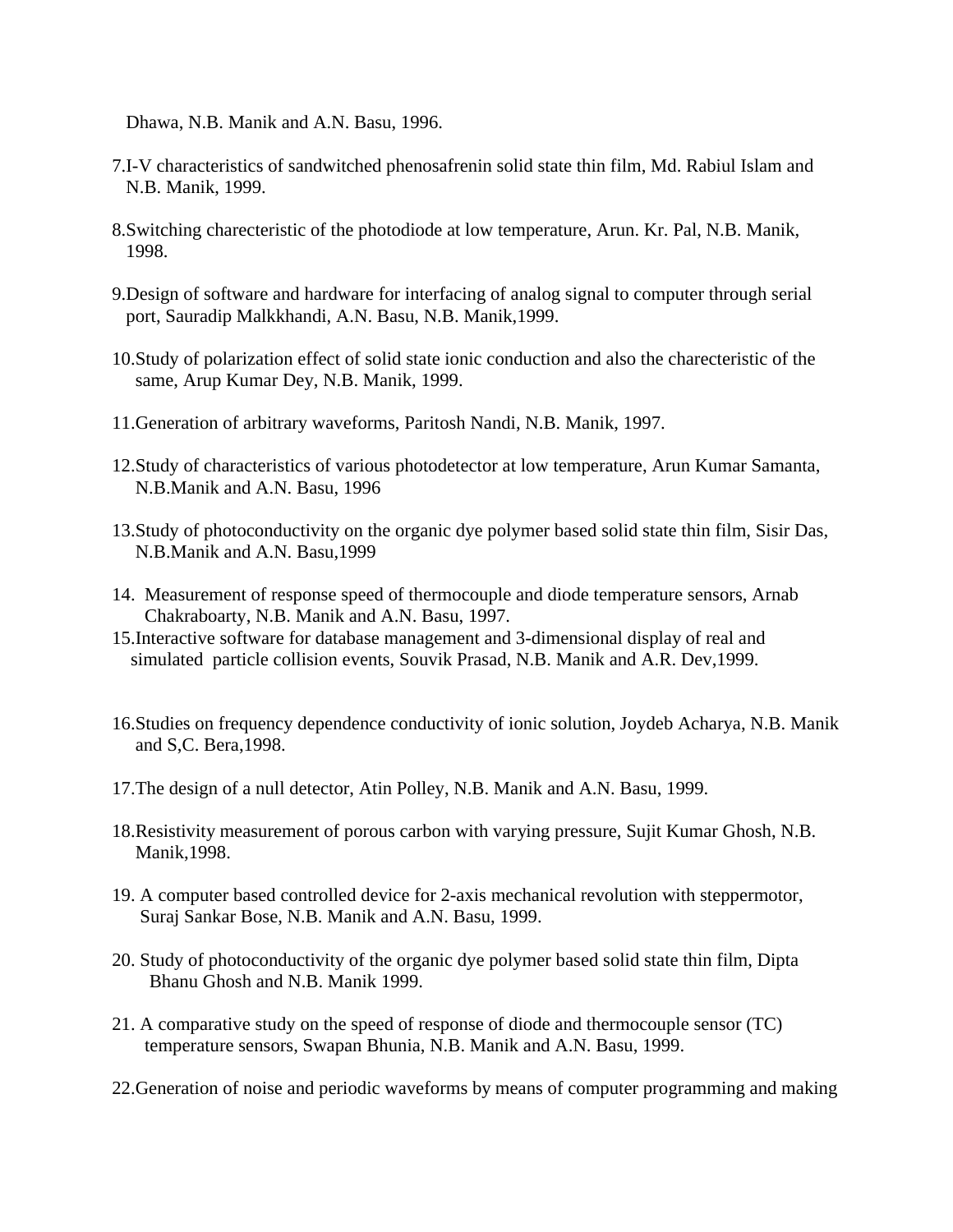Dhawa, N.B. Manik and A.N. Basu, 1996.

7. I-V characteristics of sandwitched phenosafrenin solid state thin film, Md. Rabiul Islam and N.B. Manik, 1999.

8. Switching charecteristic of the photodiode at low temperature, Arun. Kr. Pal, N.B. Manik, 1998.

9. Design of software and hardware for interfacing of analog signal to computer through serial port, Sauradip Malkkhandi, A.N. Basu, N.B. Manik,1999.

10. Study of polarization effect of solid state ionic conduction and also the charecteristic of the same, Arup Kumar Dey, N.B. Manik, 1999.

11. Generation of arbitrary waveforms, Paritosh Nandi, N.B. Manik, 1997.

12. Study of characteristics of various photodetector at low temperature, Arun Kumar Samanta, N.B.Manik and A.N. Basu, 1996

13. Study of photoconductivity on the organic dye polymer based solid state thin film, Sisir Das, N.B.Manik and A.N. Basu,1999

14. Measurement of response speed of thermocouple and diode temperature sensors, Arnab Chakraboarty, N.B. Manik and A.N. Basu, 1997.

15. Interactive software for database management and 3-dimensional display of real and simulated particle collision events, Souvik Prasad, N.B. Manik and A.R. Dev,1999.

16. Studies on frequency dependence conductivity of ionic solution, Joydeb Acharya, N.B. Manik and S,C. Bera,1998.

17. The design of a null detector, Atin Polley, N.B. Manik and A.N. Basu, 1999.

18. Resistivity measurement of porous carbon with varying pressure, Sujit Kumar Ghosh, N.B. Manik,1998.

19. A computer based controlled device for 2-axis mechanical revolution with steppermotor, Suraj Sankar Bose, N.B. Manik and A.N. Basu, 1999.

20. Study of photoconductivity of the organic dye polymer based solid state thin film, Dipta Bhanu Ghosh and N.B. Manik 1999.

21. A comparative study on the speed of response of diode and thermocouple sensor (TC) temperature sensors, Swapan Bhunia, N.B. Manik and A.N. Basu, 1999.

22. Generation of noise and periodic waveforms by means of computer programming and making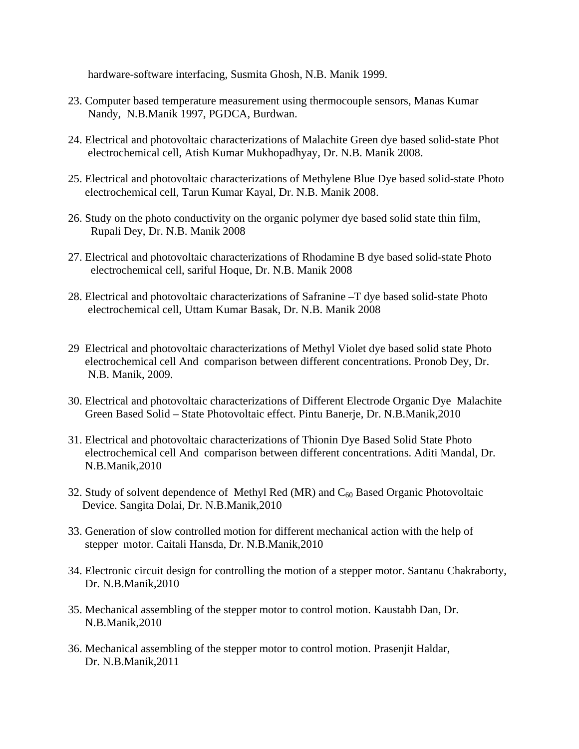hardware-software interfacing, Susmita Ghosh, N.B. Manik 1999.

23. Computer based temperature measurement using thermocouple sensors, Manas Kumar Nandy, N.B.Manik 1997, PGDCA, Burdwan.

24. Electrical and photovoltaic characterizations of Malachite Green dye based solid-state Phot electrochemical cell, Atish Kumar Mukhopadhyay, Dr. N.B. Manik 2008.

25. Electrical and photovoltaic characterizations of Methylene Blue Dye based solid-state Photo electrochemical cell, Tarun Kumar Kayal, Dr. N.B. Manik 2008.

26. Study on the photo conductivity on the organic polymer dye based solid state thin film, Rupali Dey, Dr. N.B. Manik 2008

27. Electrical and photovoltaic characterizations of Rhodamine B dye based solid-state Photo electrochemical cell, sariful Hoque, Dr. N.B. Manik 2008

28. Electrical and photovoltaic characterizations of Safranine –T dye based solid-state Photo electrochemical cell, Uttam Kumar Basak, Dr. N.B. Manik 2008

29 Electrical and photovoltaic characterizations of Methyl Violet dye based solid state Photo electrochemical cell And comparison between different concentrations. Pronob Dey, Dr. N.B. Manik, 2009.

30. Electrical and photovoltaic characterizations of Different Electrode Organic Dye Malachite Green Based Solid – State Photovoltaic effect. Pintu Banerje, Dr. N.B.Manik,2010

31. Electrical and photovoltaic characterizations of Thionin Dye Based Solid State Photo electrochemical cell And comparison between different concentrations. Aditi Mandal, Dr. N.B.Manik,2010

32. Study of solvent dependence of Methyl Red (MR) and $C_{60}$ Based Organic Photovoltaic Device. Sangita Dolai, Dr. N.B.Manik,2010

33. Generation of slow controlled motion for different mechanical action with the help of stepper motor. Caitali Hansda, Dr. N.B.Manik,2010

34. Electronic circuit design for controlling the motion of a stepper motor. Santanu Chakraborty, Dr. N.B.Manik,2010

35. Mechanical assembling of the stepper motor to control motion. Kaustabh Dan, Dr. N.B.Manik,2010

36. Mechanical assembling of the stepper motor to control motion. Prasenjit Haldar, Dr. N.B.Manik,2011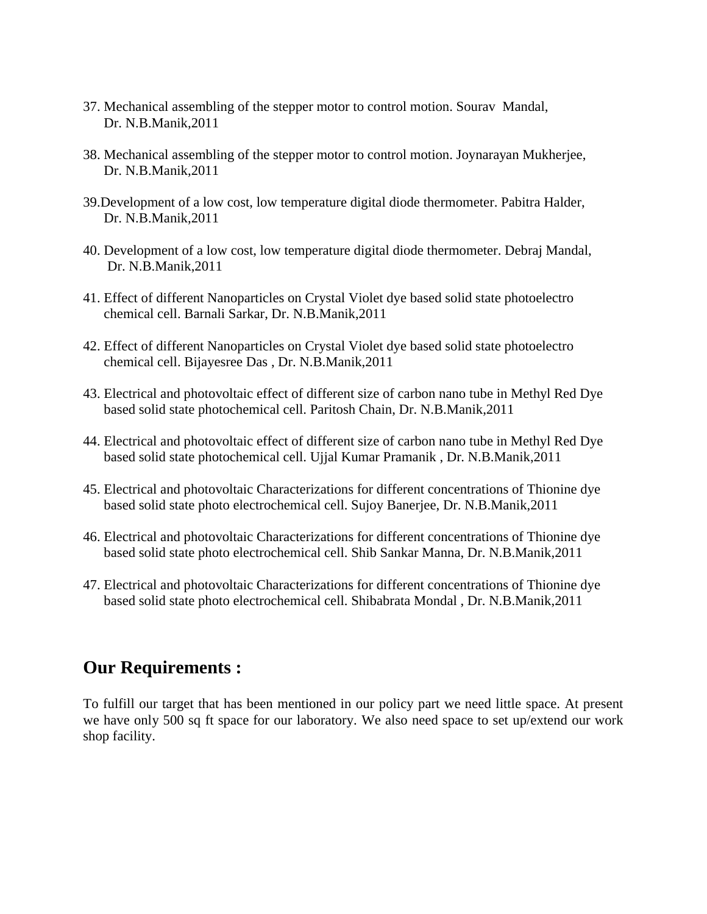37. Mechanical assembling of the stepper motor to control motion. Sourav Mandal, Dr. N.B.Manik,2011

38. Mechanical assembling of the stepper motor to control motion. Joynarayan Mukherjee, Dr. N.B.Manik,2011

39. Development of a low cost, low temperature digital diode thermometer. Pabitra Halder, Dr. N.B.Manik,2011

40. Development of a low cost, low temperature digital diode thermometer. Debraj Mandal, Dr. N.B.Manik,2011

41. Effect of different Nanoparticles on Crystal Violet dye based solid state photoelectro chemical cell. Barnali Sarkar, Dr. N.B.Manik,2011

42. Effect of different Nanoparticles on Crystal Violet dye based solid state photoelectro chemical cell. Bijayesree Das , Dr. N.B.Manik,2011

43. Electrical and photovoltaic effect of different size of carbon nano tube in Methyl Red Dye based solid state photochemical cell. Paritosh Chain, Dr. N.B.Manik,2011

44. Electrical and photovoltaic effect of different size of carbon nano tube in Methyl Red Dye based solid state photochemical cell. Ujjal Kumar Pramanik , Dr. N.B.Manik,2011

45. Electrical and photovoltaic Characterizations for different concentrations of Thionine dye based solid state photo electrochemical cell. Sujoy Banerjee, Dr. N.B.Manik,2011

46. Electrical and photovoltaic Characterizations for different concentrations of Thionine dye based solid state photo electrochemical cell. Shib Sankar Manna, Dr. N.B.Manik,2011

47. Electrical and photovoltaic Characterizations for different concentrations of Thionine dye based solid state photo electrochemical cell. Shibabrata Mondal , Dr. N.B.Manik,2011

## Our Requirements :

To fulfill our target that has been mentioned in our policy part we need little space. At present we have only 500 sq ft space for our laboratory. We also need space to set up/extend our work shop facility.